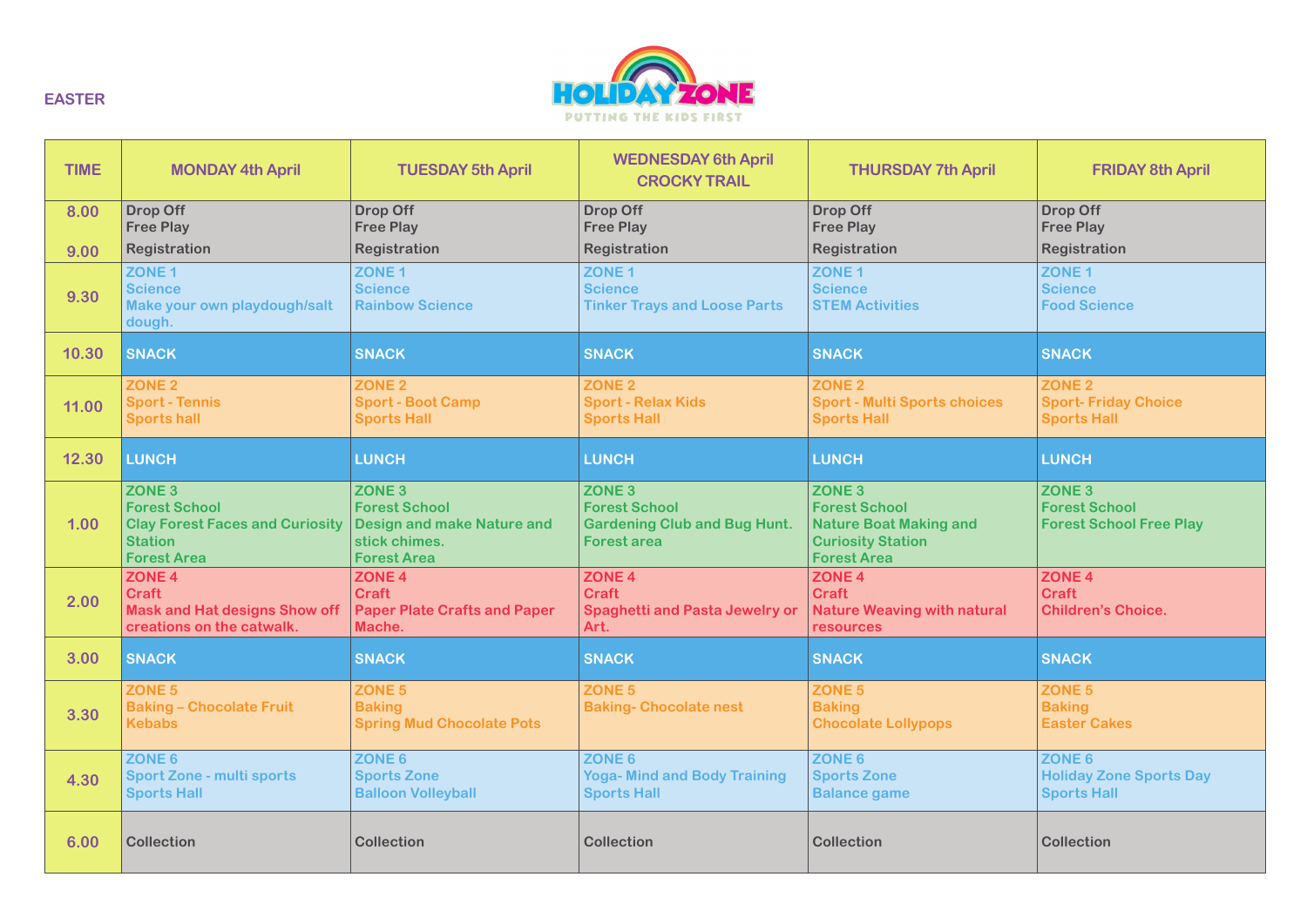EASTER

HOLIDAY ZONE
PUTTING THE KIDS FIRST

| TIME | MONDAY 4th April | TUESDAY 5th April | WEDNESDAY 6th April CROCKY TRAIL | THURSDAY 7th April | FRIDAY 8th April |
|---|---|---|---|---|---|
| 8.00<br>9.00 | Drop Off<br>Free Play<br>Registration | Drop Off<br>Free Play<br>Registration | Drop Off<br>Free Play<br>Registration | Drop Off<br>Free Play<br>Registration | Drop Off<br>Free Play<br>Registration |
| 9.30 | ZONE 1<br>Science<br>Make your own playdough/salt dough. | ZONE 1<br>Science<br>Rainbow Science | ZONE 1<br>Science<br>Tinker Trays and Loose Parts | ZONE 1<br>Science<br>STEM Activities | ZONE 1<br>Science<br>Food Science |
| 10.30 | SNACK | SNACK | SNACK | SNACK | SNACK |
| 11.00 | ZONE 2<br>Sport - Tennis<br>Sports hall | ZONE 2<br>Sport - Boot Camp<br>Sports Hall | ZONE 2<br>Sport - Relax Kids<br>Sports Hall | ZONE 2<br>Sport - Multi Sports choices<br>Sports Hall | ZONE 2<br>Sport- Friday Choice<br>Sports Hall |
| 12.30 | LUNCH | LUNCH | LUNCH | LUNCH | LUNCH |
| 1.00 | ZONE 3<br>Forest School<br>Clay Forest Faces and Curiosity Station<br>Forest Area | ZONE 3<br>Forest School<br>Design and make Nature and stick chimes.<br>Forest Area | ZONE 3<br>Forest School<br>Gardening Club and Bug Hunt.<br>Forest area | ZONE 3<br>Forest School<br>Nature Boat Making and Curiosity Station<br>Forest Area | ZONE 3<br>Forest School<br>Forest School Free Play |
| 2.00 | ZONE 4<br>Craft<br>Mask and Hat designs Show off creations on the catwalk. | ZONE 4<br>Craft<br>Paper Plate Crafts and Paper Mache. | ZONE 4<br>Craft<br>Spaghetti and Pasta Jewelry or Art. | ZONE 4<br>Craft<br>Nature Weaving with natural resources | ZONE 4<br>Craft<br>Children's Choice. |
| 3.00 | SNACK | SNACK | SNACK | SNACK | SNACK |
| 3.30 | ZONE 5<br>Baking – Chocolate Fruit Kebabs | ZONE 5<br>Baking<br>Spring Mud Chocolate Pots | ZONE 5<br>Baking- Chocolate nest | ZONE 5<br>Baking<br>Chocolate Lollypops | ZONE 5<br>Baking<br>Easter Cakes |
| 4.30 | ZONE 6<br>Sport Zone - multi sports<br>Sports Hall | ZONE 6<br>Sports Zone<br>Balloon Volleyball | ZONE 6<br>Yoga- Mind and Body Training<br>Sports Hall | ZONE 6<br>Sports Zone<br>Balance game | ZONE 6<br>Holiday Zone Sports Day<br>Sports Hall |
| 6.00 | Collection | Collection | Collection | Collection | Collection |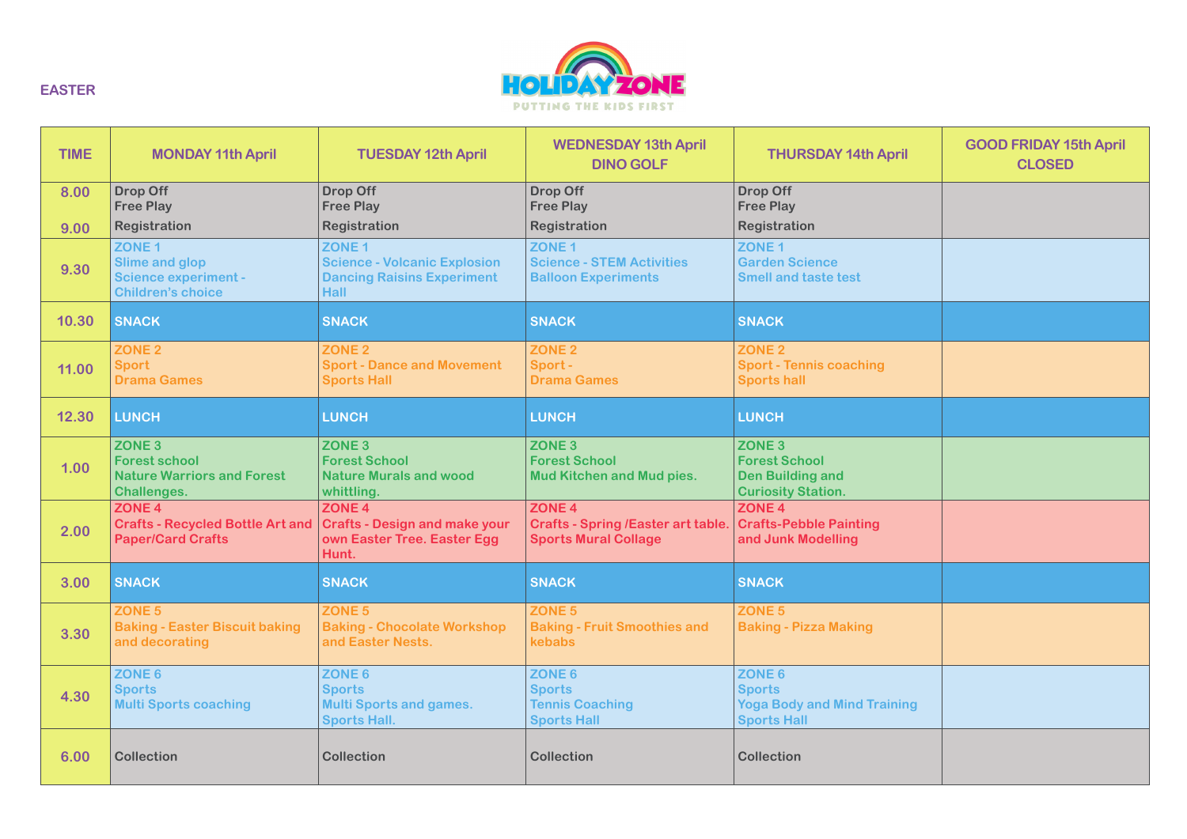EASTER

HOLIDAY ZONE

PUTTING THE KIDS FIRST

| TIME | MONDAY 11th April | TUESDAY 12th April | WEDNESDAY 13th April DINO GOLF | THURSDAY 14th April | GOOD FRIDAY 15th April CLOSED |
|---|---|---|---|---|---|
| 8.00<br>9.00 | Drop Off<br>Free Play<br>Registration | Drop Off<br>Free Play<br>Registration | Drop Off<br>Free Play<br>Registration | Drop Off<br>Free Play<br>Registration | |
| 9.30 | ZONE 1<br>Slime and glop<br>Science experiment - Children's choice | ZONE 1<br>Science - Volcanic Explosion<br>Dancing Raisins Experiment<br>Hall | ZONE 1<br>Science - STEM Activities<br>Balloon Experiments | ZONE 1<br>Garden Science<br>Smell and taste test | |
| 10.30 | SNACK | SNACK | SNACK | SNACK | |
| 11.00 | ZONE 2<br>Sport<br>Drama Games | ZONE 2<br>Sport - Dance and Movement<br>Sports Hall | ZONE 2<br>Sport -<br>Drama Games | ZONE 2<br>Sport - Tennis coaching<br>Sports hall | |
| 12.30 | LUNCH | LUNCH | LUNCH | LUNCH | |
| 1.00 | ZONE 3<br>Forest school<br>Nature Warriors and Forest Challenges. | ZONE 3<br>Forest School<br>Nature Murals and wood whittling. | ZONE 3<br>Forest School<br>Mud Kitchen and Mud pies. | ZONE 3<br>Forest School<br>Den Building and Curiosity Station. | |
| 2.00 | ZONE 4<br>Crafts - Recycled Bottle Art and Paper/Card Crafts | ZONE 4<br>Crafts - Design and make your own Easter Tree. Easter Egg Hunt. | ZONE 4<br>Crafts - Spring /Easter art table.<br>Sports Mural Collage | ZONE 4<br>Crafts-Pebble Painting and Junk Modelling | |
| 3.00 | SNACK | SNACK | SNACK | SNACK | |
| 3.30 | ZONE 5<br>Baking - Easter Biscuit baking and decorating | ZONE 5<br>Baking - Chocolate Workshop and Easter Nests. | ZONE 5<br>Baking - Fruit Smoothies and kebabs | ZONE 5<br>Baking - Pizza Making | |
| 4.30 | ZONE 6<br>Sports<br>Multi Sports coaching | ZONE 6<br>Sports<br>Multi Sports and games.<br>Sports Hall. | ZONE 6<br>Sports<br>Tennis Coaching<br>Sports Hall | ZONE 6<br>Sports<br>Yoga Body and Mind Training<br>Sports Hall | |
| 6.00 | Collection | Collection | Collection | Collection | |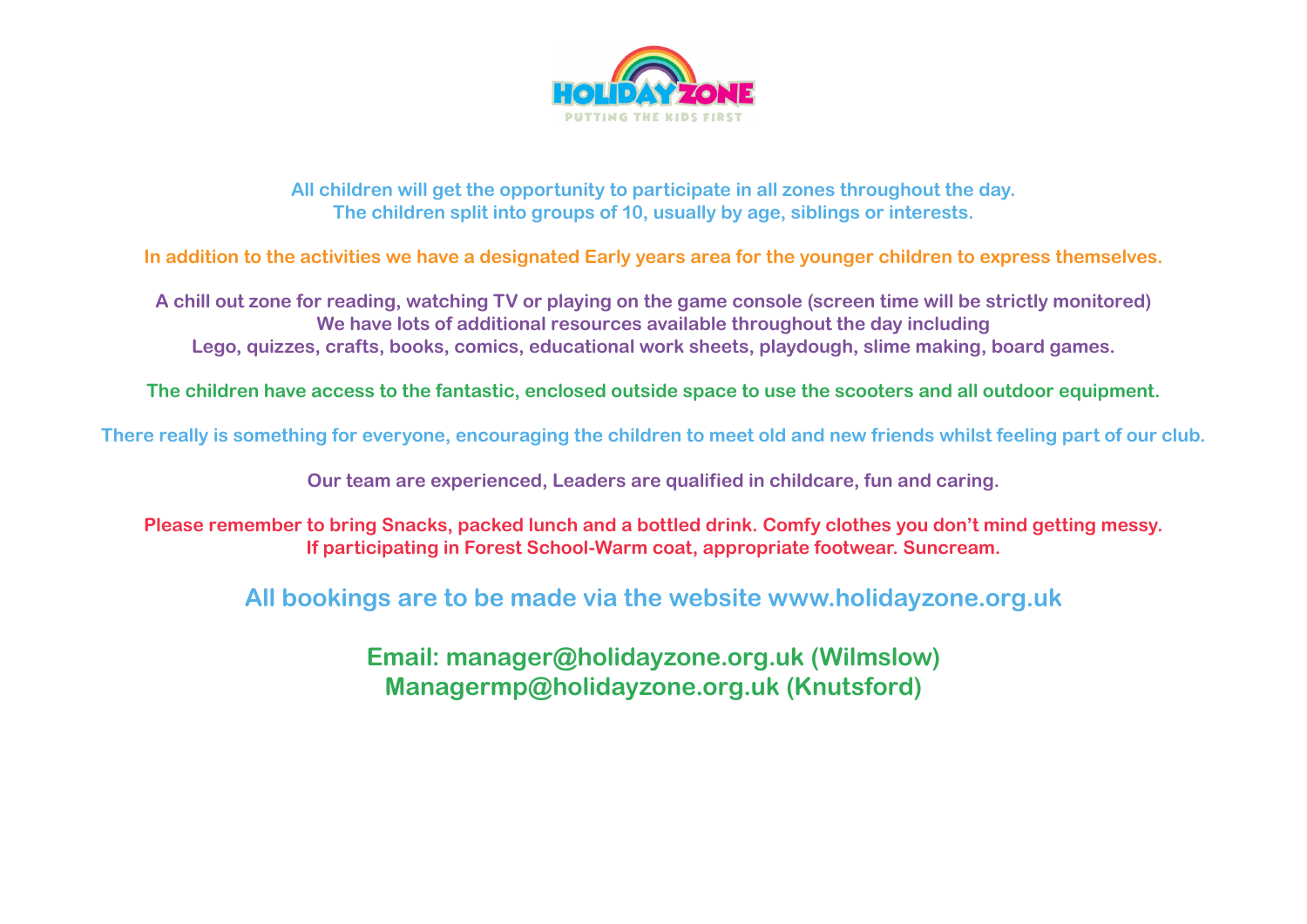HOLIDAY ZONE

PUTTING THE KIDS FIRST

**All children will get the opportunity to participate in all zones throughout the day.**
**The children split into groups of 10, usually by age, siblings or interests.**

**In addition to the activities we have a designated Early years area for the younger children to express themselves.**

**A chill out zone for reading, watching TV or playing on the game console (screen time will be strictly monitored)**
**We have lots of additional resources available throughout the day including**
**Lego, quizzes, crafts, books, comics, educational work sheets, playdough, slime making, board games.**

**The children have access to the fantastic, enclosed outside space to use the scooters and all outdoor equipment.**

**There really is something for everyone, encouraging the children to meet old and new friends whilst feeling part of our club.**

**Our team are experienced, Leaders are qualified in childcare, fun and caring.**

**Please remember to bring Snacks, packed lunch and a bottled drink. Comfy clothes you don't mind getting messy.**
**If participating in Forest School-Warm coat, appropriate footwear. Suncream.**

## All bookings are to be made via the website www.holidayzone.org.uk

## Email: manager@holidayzone.org.uk (Wilmslow)
## Managermp@holidayzone.org.uk (Knutsford)